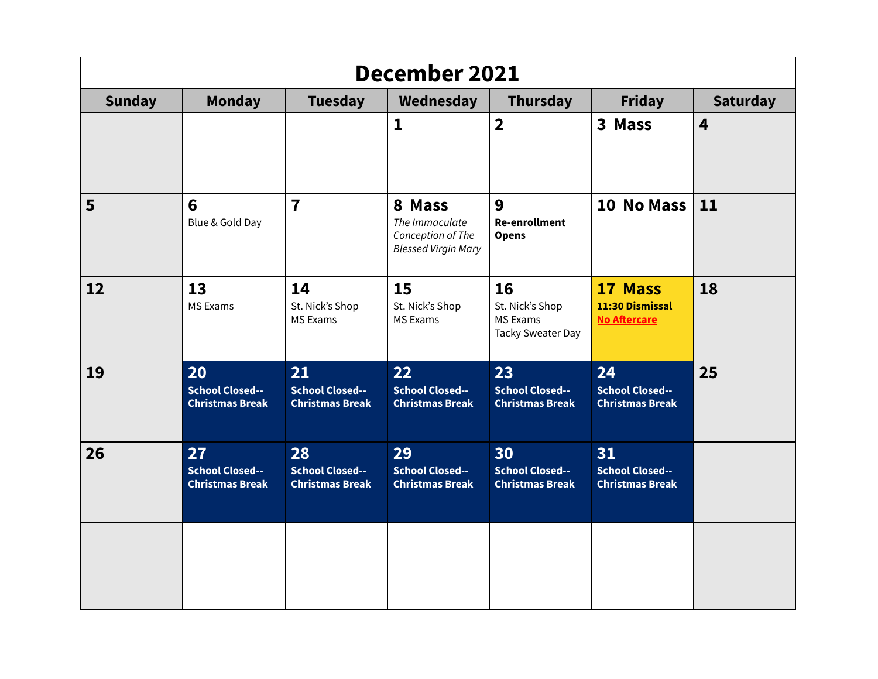# December 2021

| Sunday | Monday | Tuesday | Wednesday | Thursday | Friday | Saturday |
|---|---|---|---|---|---|---|
| | | | **1** | **2** | **3 Mass** | **4** |
| **5** | **6** Blue & Gold Day | **7** | **8 Mass** *The Immaculate Conception of The Blessed Virgin Mary* | **9** **Re-enrollment Opens** | **10 No Mass** | **11** |
| **12** | **13** MS Exams | **14** St. Nick's Shop MS Exams | **15** St. Nick's Shop MS Exams | **16** St. Nick's Shop MS Exams Tacky Sweater Day | **17 Mass** **11:30 Dismissal** **No Aftercare** | **18** |
| **19** | **20** **School Closed-- Christmas Break** | **21** **School Closed-- Christmas Break** | **22** **School Closed-- Christmas Break** | **23** **School Closed-- Christmas Break** | **24** **School Closed-- Christmas Break** | **25** |
| **26** | **27** **School Closed-- Christmas Break** | **28** **School Closed-- Christmas Break** | **29** **School Closed-- Christmas Break** | **30** **School Closed-- Christmas Break** | **31** **School Closed-- Christmas Break** | |
| | | | | | | |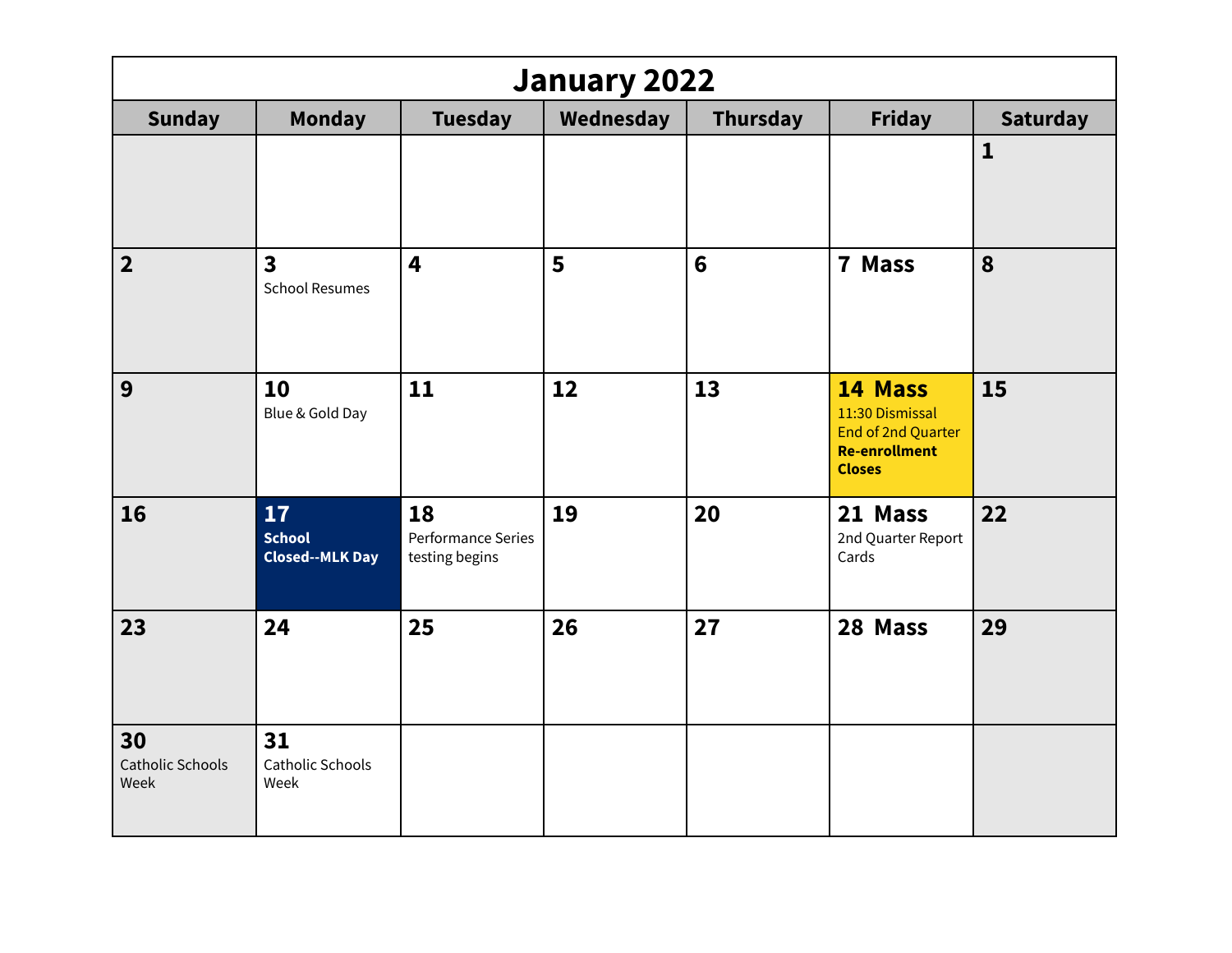# January 2022

| Sunday | Monday | Tuesday | Wednesday | Thursday | Friday | Saturday |
|---|---|---|---|---|---|---|
| | | | | | | **1** |
| **2** | **3** School Resumes | **4** | **5** | **6** | **7 Mass** | **8** |
| **9** | **10** Blue & Gold Day | **11** | **12** | **13** | **14 Mass** 11:30 Dismissal End of 2nd Quarter **Re-enrollment Closes** | **15** |
| **16** | **17** **School Closed--MLK Day** | **18** Performance Series testing begins | **19** | **20** | **21 Mass** 2nd Quarter Report Cards | **22** |
| **23** | **24** | **25** | **26** | **27** | **28 Mass** | **29** |
| **30** Catholic Schools Week | **31** Catholic Schools Week | | | | | |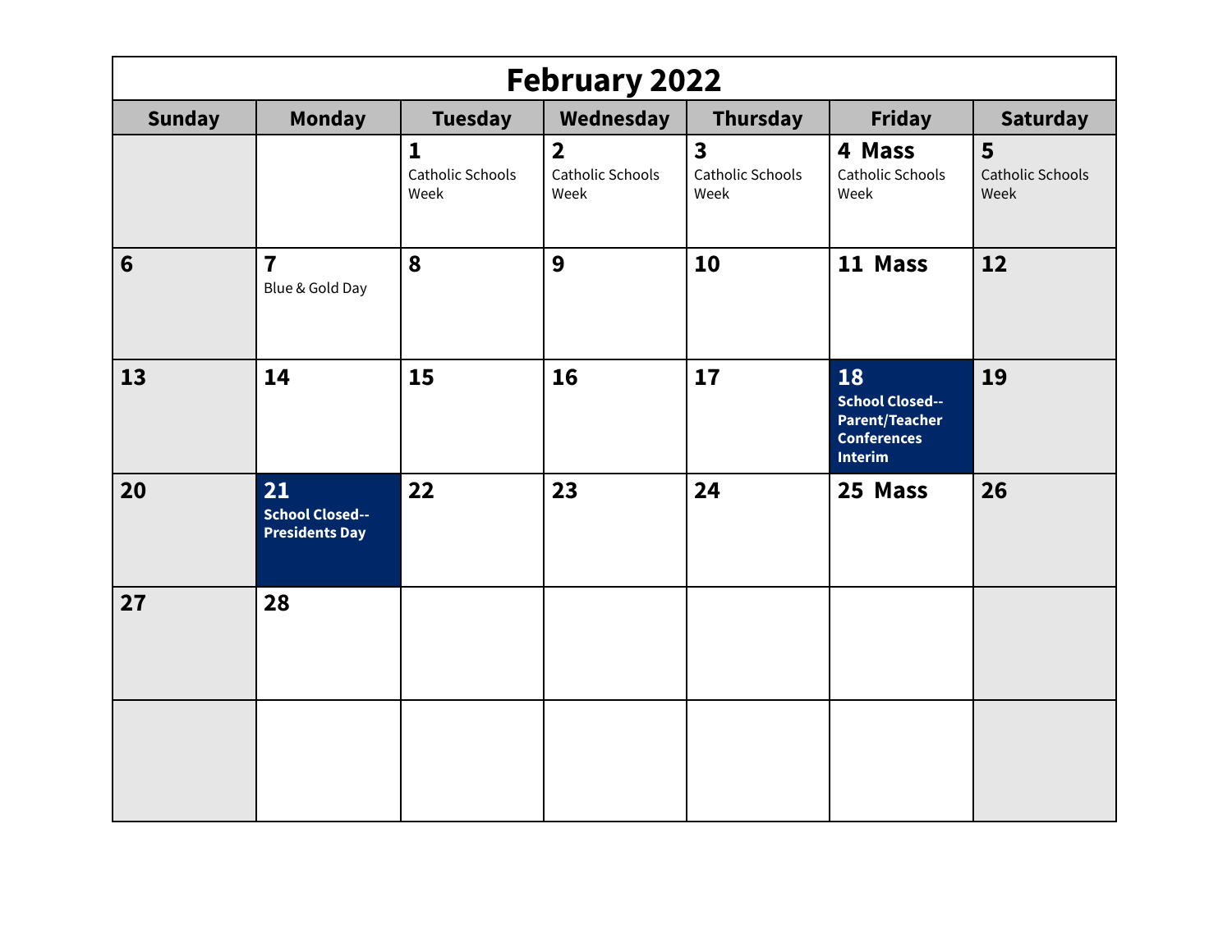# February 2022

| Sunday | Monday | Tuesday | Wednesday | Thursday | Friday | Saturday |
|---|---|---|---|---|---|---|
| | | **1** Catholic Schools Week | **2** Catholic Schools Week | **3** Catholic Schools Week | **4 Mass** Catholic Schools Week | **5** Catholic Schools Week |
| **6** | **7** Blue & Gold Day | **8** | **9** | **10** | **11 Mass** | **12** |
| **13** | **14** | **15** | **16** | **17** | **18** **School Closed-- Parent/Teacher Conferences Interim** | **19** |
| **20** | **21** **School Closed-- Presidents Day** | **22** | **23** | **24** | **25 Mass** | **26** |
| **27** | **28** | | | | | |
| | | | | | | |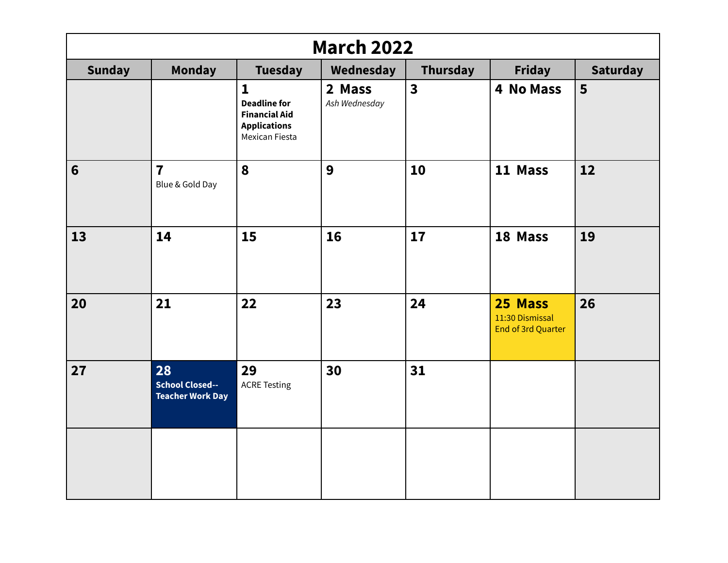# March 2022

| Sunday | Monday | Tuesday | Wednesday | Thursday | Friday | Saturday |
|---|---|---|---|---|---|---|
| | | **1** **Deadline for Financial Aid Applications** Mexican Fiesta | **2 Mass** *Ash Wednesday* | **3** | **4 No Mass** | **5** |
| **6** | **7** Blue & Gold Day | **8** | **9** | **10** | **11 Mass** | **12** |
| **13** | **14** | **15** | **16** | **17** | **18 Mass** | **19** |
| **20** | **21** | **22** | **23** | **24** | **25 Mass** 11:30 Dismissal End of 3rd Quarter | **26** |
| **27** | **28** **School Closed-- Teacher Work Day** | **29** ACRE Testing | **30** | **31** | | |
| | | | | | | |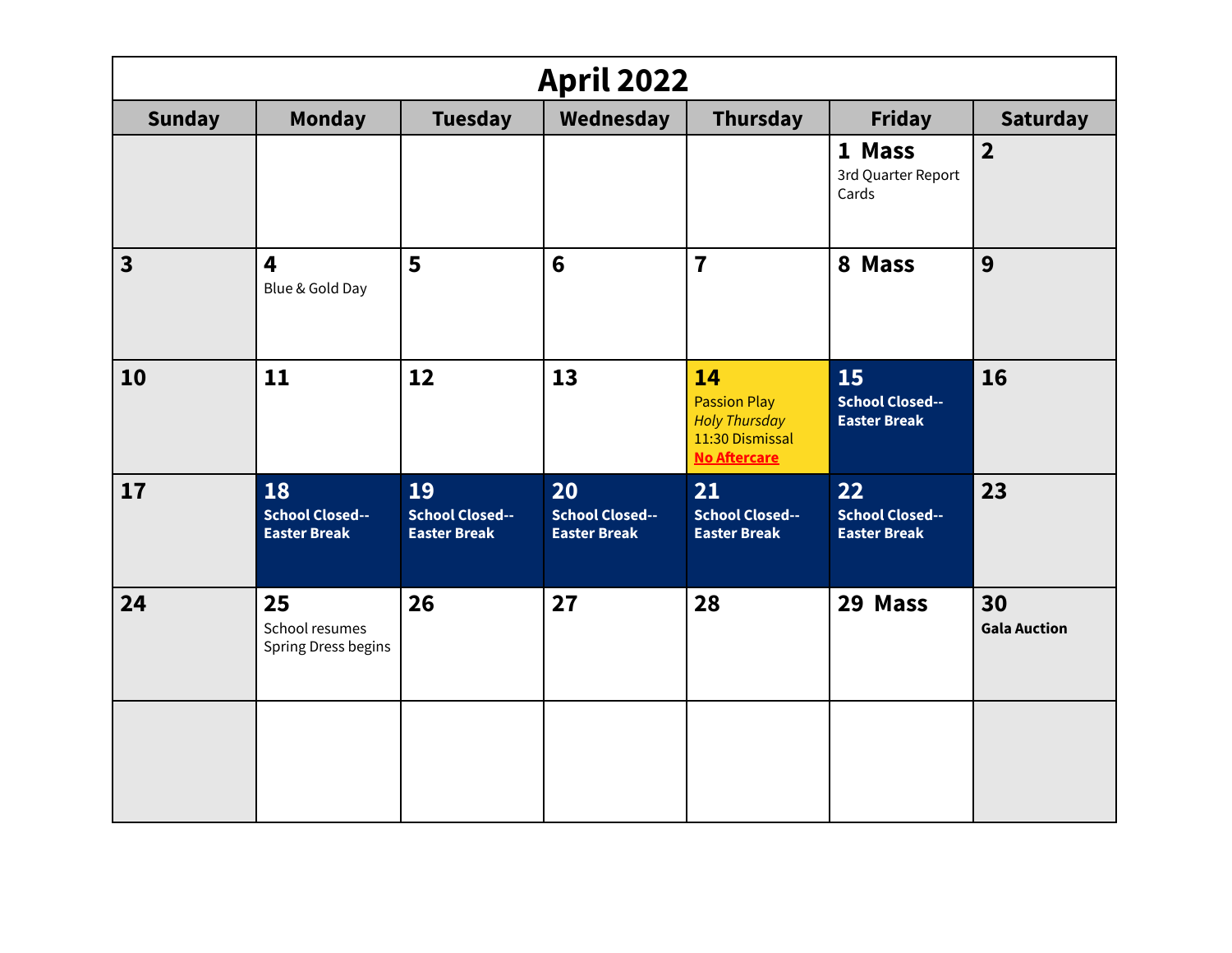# April 2022

| Sunday | Monday | Tuesday | Wednesday | Thursday | Friday | Saturday |
|---|---|---|---|---|---|---|
| | | | | | **1 Mass** 3rd Quarter Report Cards | **2** |
| **3** | **4** Blue & Gold Day | **5** | **6** | **7** | **8 Mass** | **9** |
| **10** | **11** | **12** | **13** | **14** Passion Play *Holy Thursday* 11:30 Dismissal **No Aftercare** | **15** **School Closed-- Easter Break** | **16** |
| **17** | **18** **School Closed-- Easter Break** | **19** **School Closed-- Easter Break** | **20** **School Closed-- Easter Break** | **21** **School Closed-- Easter Break** | **22** **School Closed-- Easter Break** | **23** |
| **24** | **25** School resumes Spring Dress begins | **26** | **27** | **28** | **29 Mass** | **30** **Gala Auction** |
| | | | | | | |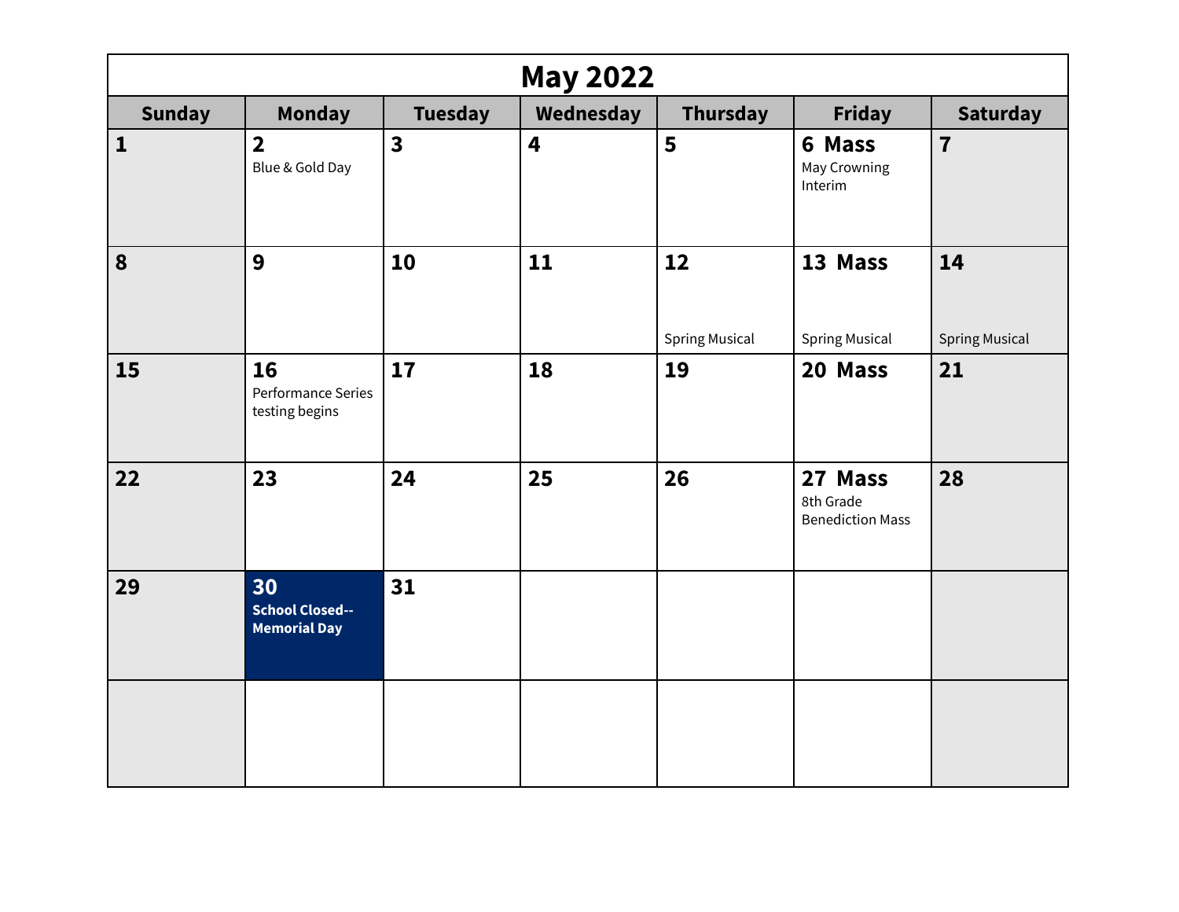# May 2022

| Sunday | Monday | Tuesday | Wednesday | Thursday | Friday | Saturday |
|---|---|---|---|---|---|---|
| **1** | **2** Blue & Gold Day | **3** | **4** | **5** | **6 Mass** May Crowning Interim | **7** |
| **8** | **9** | **10** | **11** | **12** Spring Musical | **13 Mass** Spring Musical | **14** Spring Musical |
| **15** | **16** Performance Series testing begins | **17** | **18** | **19** | **20 Mass** | **21** |
| **22** | **23** | **24** | **25** | **26** | **27 Mass** 8th Grade Benediction Mass | **28** |
| **29** | **30** **School Closed--Memorial Day** | **31** | | | | |
| | | | | | | |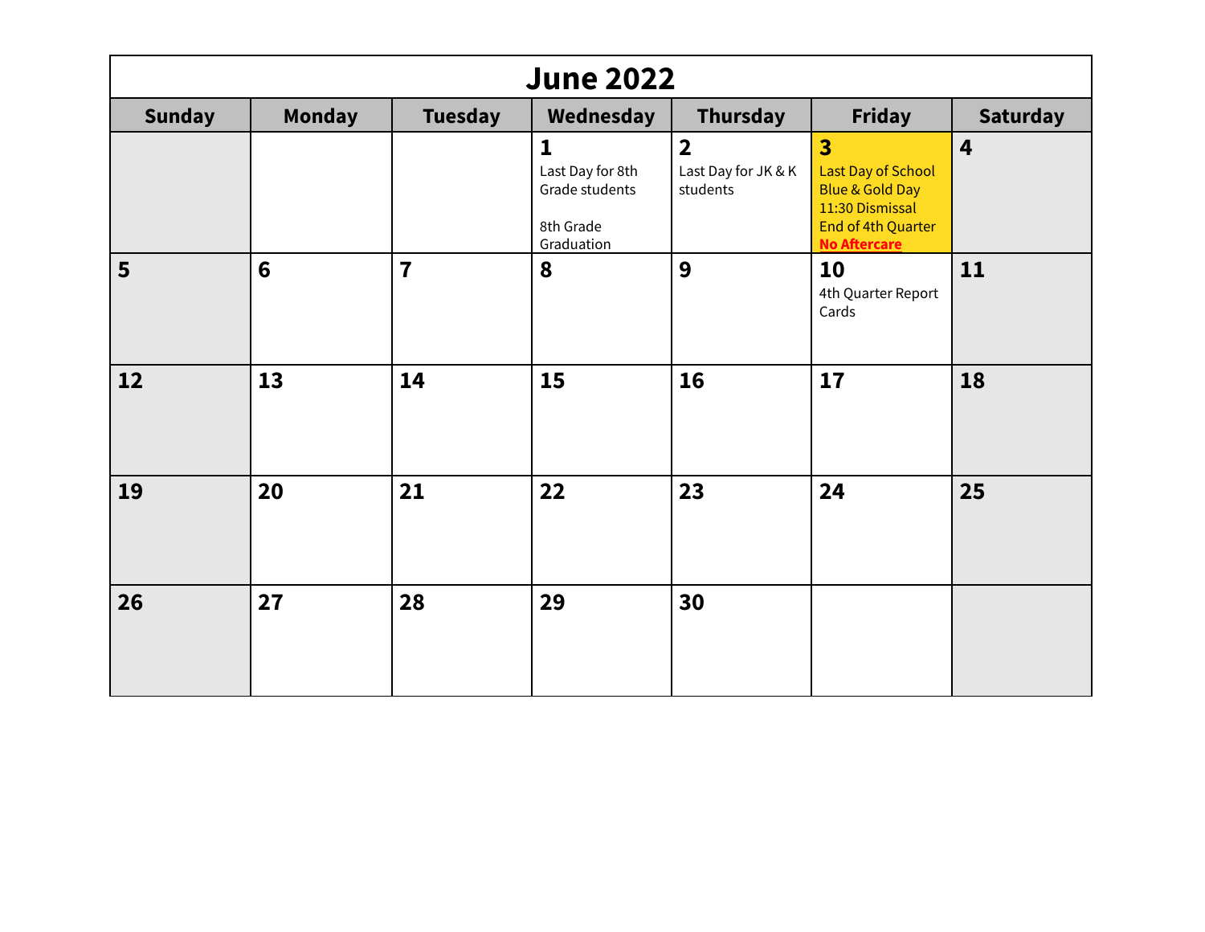# June 2022

| Sunday | Monday | Tuesday | Wednesday | Thursday | Friday | Saturday |
| --- | --- | --- | --- | --- | --- | --- |
| | | | **1** Last Day for 8th Grade students<br><br>8th Grade Graduation | **2** Last Day for JK & K students | **3** Last Day of School<br>Blue & Gold Day<br>11:30 Dismissal<br>End of 4th Quarter<br>**No Aftercare** | **4** |
| **5** | **6** | **7** | **8** | **9** | **10** 4th Quarter Report Cards | **11** |
| **12** | **13** | **14** | **15** | **16** | **17** | **18** |
| **19** | **20** | **21** | **22** | **23** | **24** | **25** |
| **26** | **27** | **28** | **29** | **30** | | |